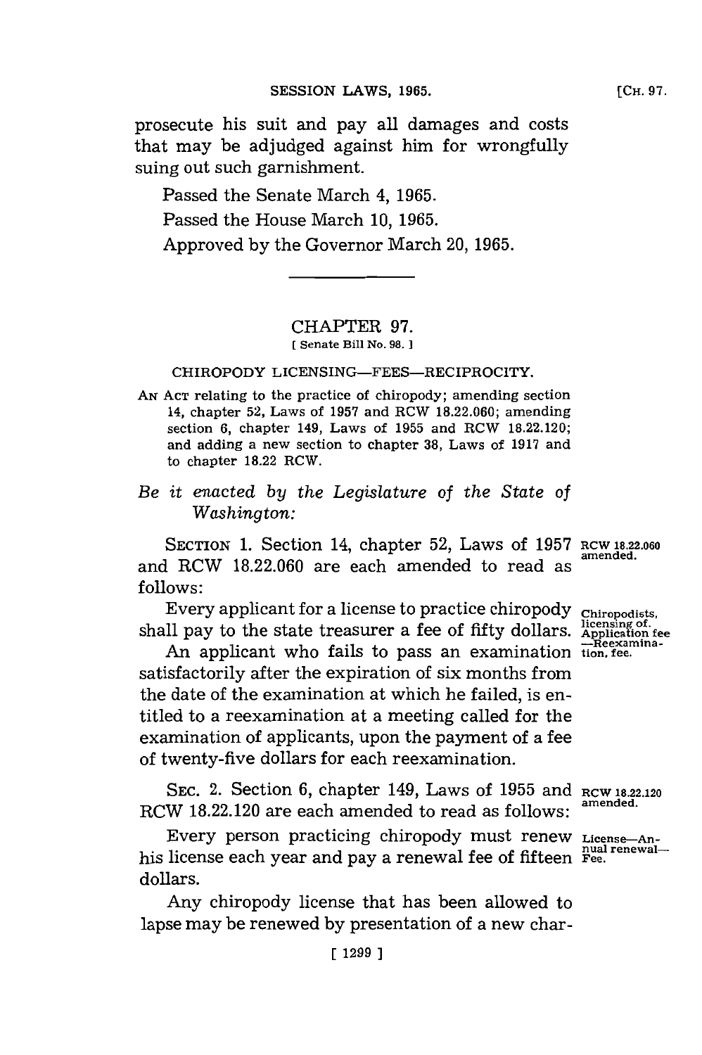prosecute his suit and pay all damages and costs that may be adjudged against him for wrongfully suing out such garnishment.

Passed the Senate March 4, 1965.

Passed the House March 10, 1965.

Approved by the Governor March 20, 1965.

---

## CHAPTER 97.

[ Senate Bill No. 98. ]

### CHIROPODY LICENSING—FEES—RECIPROCITY.

AN ACT relating to the practice of chiropody; amending section 14, chapter 52, Laws of 1957 and RCW 18.22.060; amending section 6, chapter 149, Laws of 1955 and RCW 18.22.120; and adding a new section to chapter 38, Laws of 1917 and to chapter 18.22 RCW.

*Be it enacted by the Legislature of the State of Washington:*

SECTION 1. Section 14, chapter 52, Laws of 1957 and RCW 18.22.060 are each amended to read as follows:

RCW 18.22.060 amended.

Every applicant for a license to practice chiropody shall pay to the state treasurer a fee of fifty dollars.

Chiropodists, licensing of. Application fee —Reexamination, fee.

An applicant who fails to pass an examination satisfactorily after the expiration of six months from the date of the examination at which he failed, is entitled to a reexamination at a meeting called for the examination of applicants, upon the payment of a fee of twenty-five dollars for each reexamination.

SEC. 2. Section 6, chapter 149, Laws of 1955 and RCW 18.22.120 are each amended to read as follows:

RCW 18.22.120 amended.

Every person practicing chiropody must renew his license each year and pay a renewal fee of fifteen dollars.

License—Annual renewal—Fee.

Any chiropody license that has been allowed to lapse may be renewed by presentation of a new char-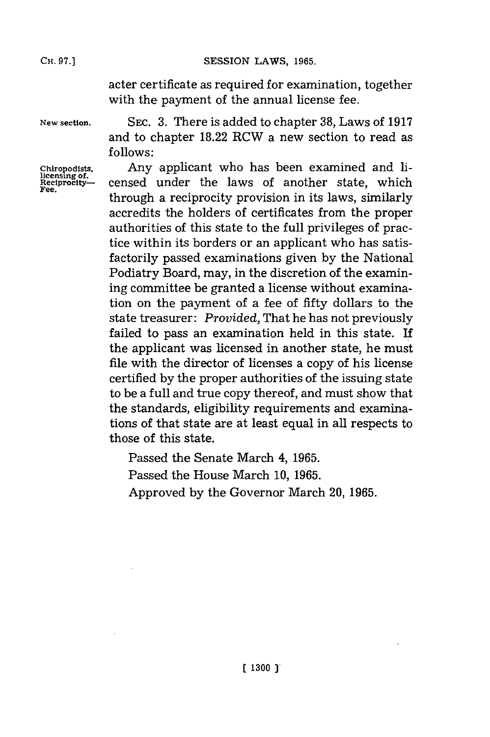acter certificate as required for examination, together with the payment of the annual license fee.

New section. SEC. 3. There is added to chapter 38, Laws of 1917 and to chapter 18.22 RCW a new section to read as follows:

Chiropodists, licensing of. Reciprocity—Fee. Any applicant who has been examined and licensed under the laws of another state, which through a reciprocity provision in its laws, similarly accredits the holders of certificates from the proper authorities of this state to the full privileges of practice within its borders or an applicant who has satisfactorily passed examinations given by the National Podiatry Board, may, in the discretion of the examining committee be granted a license without examination on the payment of a fee of fifty dollars to the state treasurer: *Provided,* That he has not previously failed to pass an examination held in this state. If the applicant was licensed in another state, he must file with the director of licenses a copy of his license certified by the proper authorities of the issuing state to be a full and true copy thereof, and must show that the standards, eligibility requirements and examinations of that state are at least equal in all respects to those of this state.

Passed the Senate March 4, 1965.

Passed the House March 10, 1965.

Approved by the Governor March 20, 1965.